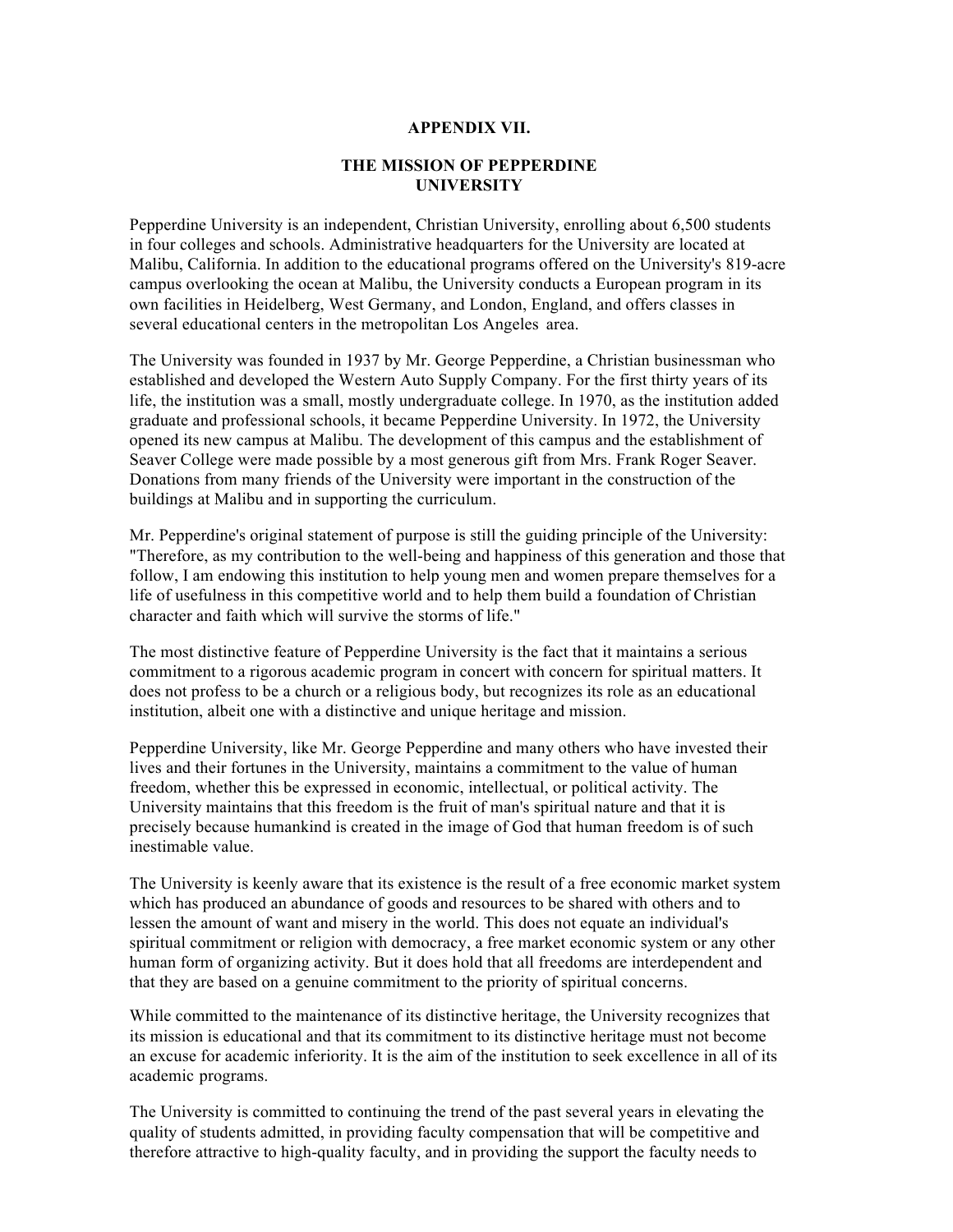# APPENDIX VII.

## THE MISSION OF PEPPERDINE UNIVERSITY

Pepperdine University is an independent, Christian University, enrolling about 6,500 students in four colleges and schools. Administrative headquarters for the University are located at Malibu, California. In addition to the educational programs offered on the University's 819-acre campus overlooking the ocean at Malibu, the University conducts a European program in its own facilities in Heidelberg, West Germany, and London, England, and offers classes in several educational centers in the metropolitan Los Angeles area.

The University was founded in 1937 by Mr. George Pepperdine, a Christian businessman who established and developed the Western Auto Supply Company. For the first thirty years of its life, the institution was a small, mostly undergraduate college. In 1970, as the institution added graduate and professional schools, it became Pepperdine University. In 1972, the University opened its new campus at Malibu. The development of this campus and the establishment of Seaver College were made possible by a most generous gift from Mrs. Frank Roger Seaver. Donations from many friends of the University were important in the construction of the buildings at Malibu and in supporting the curriculum.

Mr. Pepperdine's original statement of purpose is still the guiding principle of the University: "Therefore, as my contribution to the well-being and happiness of this generation and those that follow, I am endowing this institution to help young men and women prepare themselves for a life of usefulness in this competitive world and to help them build a foundation of Christian character and faith which will survive the storms of life."

The most distinctive feature of Pepperdine University is the fact that it maintains a serious commitment to a rigorous academic program in concert with concern for spiritual matters. It does not profess to be a church or a religious body, but recognizes its role as an educational institution, albeit one with a distinctive and unique heritage and mission.

Pepperdine University, like Mr. George Pepperdine and many others who have invested their lives and their fortunes in the University, maintains a commitment to the value of human freedom, whether this be expressed in economic, intellectual, or political activity. The University maintains that this freedom is the fruit of man's spiritual nature and that it is precisely because humankind is created in the image of God that human freedom is of such inestimable value.

The University is keenly aware that its existence is the result of a free economic market system which has produced an abundance of goods and resources to be shared with others and to lessen the amount of want and misery in the world. This does not equate an individual's spiritual commitment or religion with democracy, a free market economic system or any other human form of organizing activity. But it does hold that all freedoms are interdependent and that they are based on a genuine commitment to the priority of spiritual concerns.

While committed to the maintenance of its distinctive heritage, the University recognizes that its mission is educational and that its commitment to its distinctive heritage must not become an excuse for academic inferiority. It is the aim of the institution to seek excellence in all of its academic programs.

The University is committed to continuing the trend of the past several years in elevating the quality of students admitted, in providing faculty compensation that will be competitive and therefore attractive to high-quality faculty, and in providing the support the faculty needs to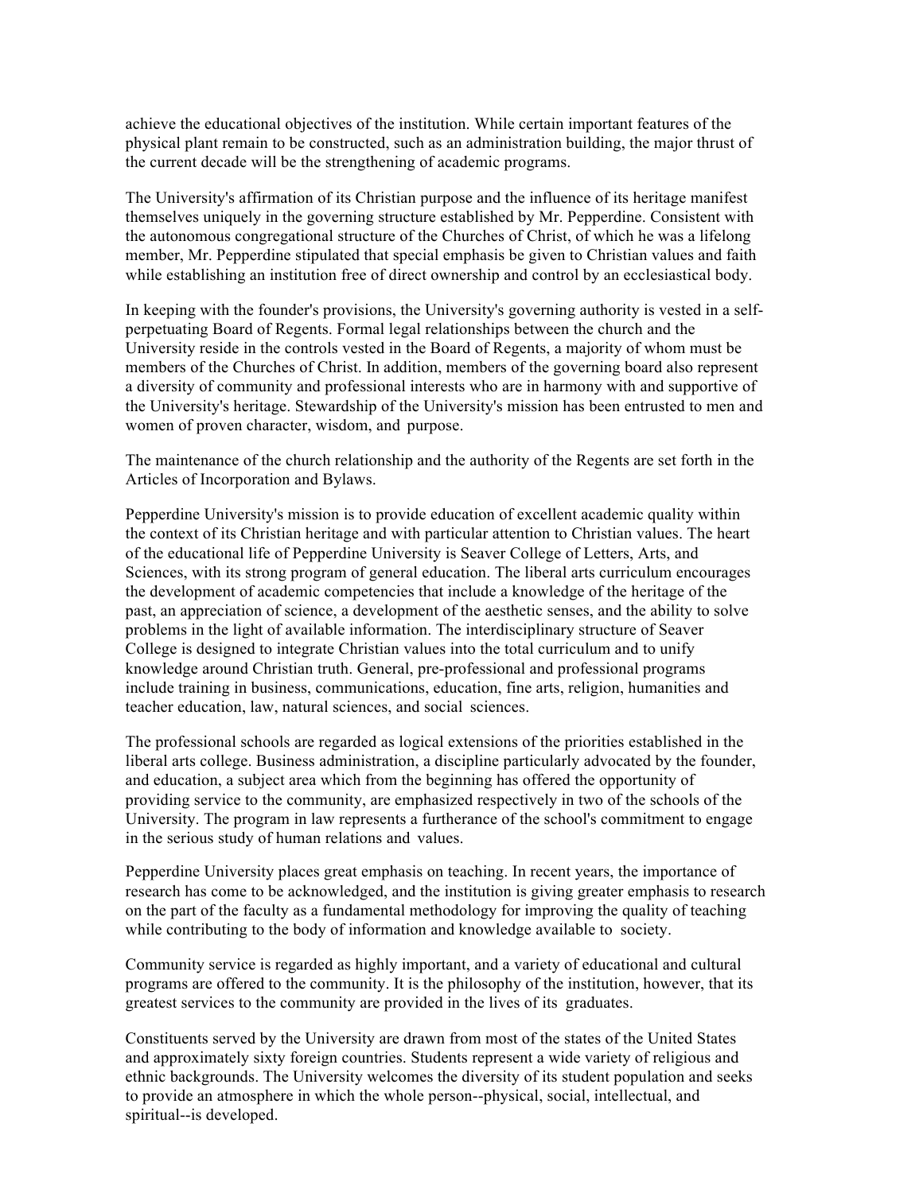achieve the educational objectives of the institution. While certain important features of the physical plant remain to be constructed, such as an administration building, the major thrust of the current decade will be the strengthening of academic programs.

The University's affirmation of its Christian purpose and the influence of its heritage manifest themselves uniquely in the governing structure established by Mr. Pepperdine. Consistent with the autonomous congregational structure of the Churches of Christ, of which he was a lifelong member, Mr. Pepperdine stipulated that special emphasis be given to Christian values and faith while establishing an institution free of direct ownership and control by an ecclesiastical body.

In keeping with the founder's provisions, the University's governing authority is vested in a self-perpetuating Board of Regents. Formal legal relationships between the church and the University reside in the controls vested in the Board of Regents, a majority of whom must be members of the Churches of Christ. In addition, members of the governing board also represent a diversity of community and professional interests who are in harmony with and supportive of the University's heritage. Stewardship of the University's mission has been entrusted to men and women of proven character, wisdom, and purpose.

The maintenance of the church relationship and the authority of the Regents are set forth in the Articles of Incorporation and Bylaws.

Pepperdine University's mission is to provide education of excellent academic quality within the context of its Christian heritage and with particular attention to Christian values. The heart of the educational life of Pepperdine University is Seaver College of Letters, Arts, and Sciences, with its strong program of general education. The liberal arts curriculum encourages the development of academic competencies that include a knowledge of the heritage of the past, an appreciation of science, a development of the aesthetic senses, and the ability to solve problems in the light of available information. The interdisciplinary structure of Seaver College is designed to integrate Christian values into the total curriculum and to unify knowledge around Christian truth. General, pre-professional and professional programs include training in business, communications, education, fine arts, religion, humanities and teacher education, law, natural sciences, and social sciences.

The professional schools are regarded as logical extensions of the priorities established in the liberal arts college. Business administration, a discipline particularly advocated by the founder, and education, a subject area which from the beginning has offered the opportunity of providing service to the community, are emphasized respectively in two of the schools of the University. The program in law represents a furtherance of the school's commitment to engage in the serious study of human relations and values.

Pepperdine University places great emphasis on teaching. In recent years, the importance of research has come to be acknowledged, and the institution is giving greater emphasis to research on the part of the faculty as a fundamental methodology for improving the quality of teaching while contributing to the body of information and knowledge available to society.

Community service is regarded as highly important, and a variety of educational and cultural programs are offered to the community. It is the philosophy of the institution, however, that its greatest services to the community are provided in the lives of its graduates.

Constituents served by the University are drawn from most of the states of the United States and approximately sixty foreign countries. Students represent a wide variety of religious and ethnic backgrounds. The University welcomes the diversity of its student population and seeks to provide an atmosphere in which the whole person--physical, social, intellectual, and spiritual--is developed.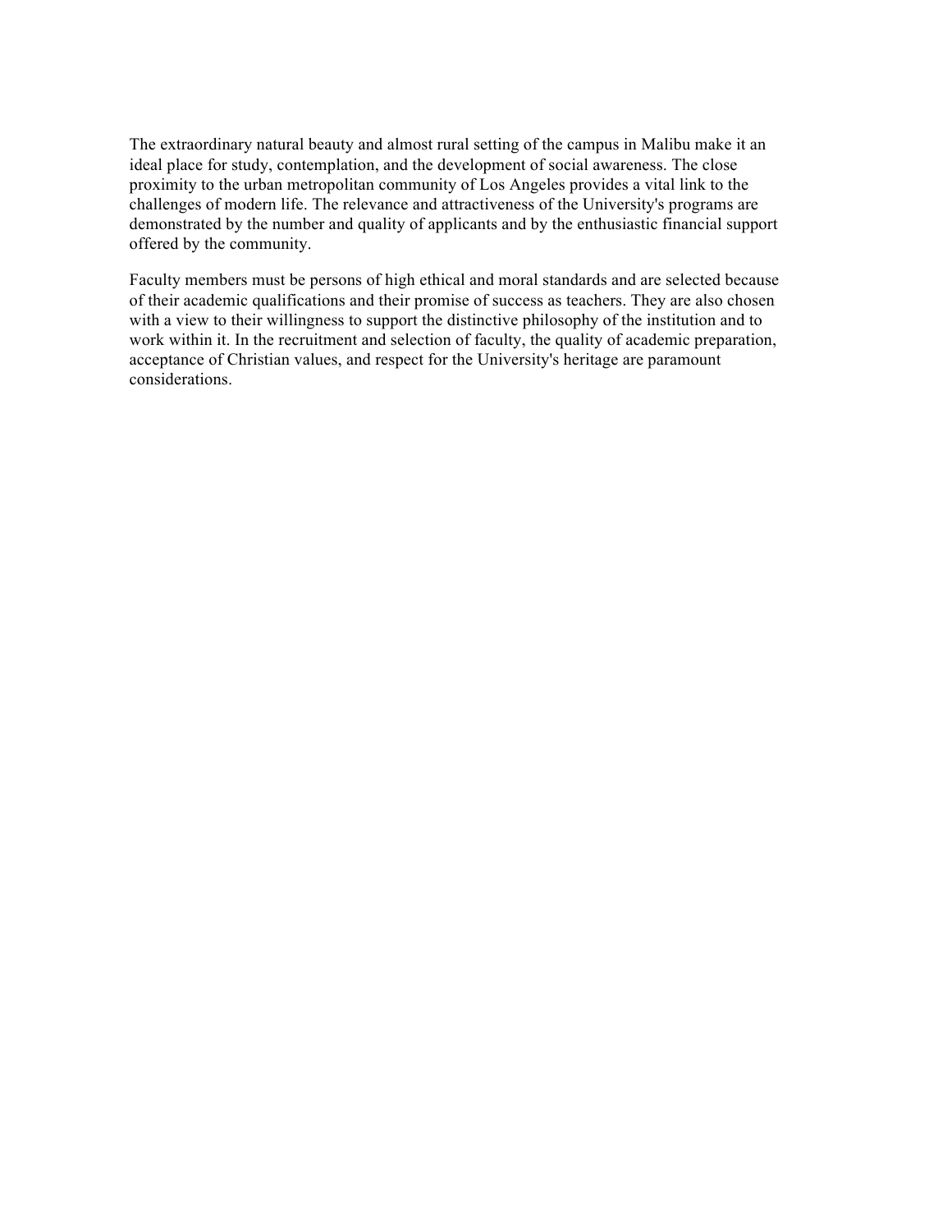The extraordinary natural beauty and almost rural setting of the campus in Malibu make it an ideal place for study, contemplation, and the development of social awareness. The close proximity to the urban metropolitan community of Los Angeles provides a vital link to the challenges of modern life. The relevance and attractiveness of the University's programs are demonstrated by the number and quality of applicants and by the enthusiastic financial support offered by the community.

Faculty members must be persons of high ethical and moral standards and are selected because of their academic qualifications and their promise of success as teachers. They are also chosen with a view to their willingness to support the distinctive philosophy of the institution and to work within it. In the recruitment and selection of faculty, the quality of academic preparation, acceptance of Christian values, and respect for the University's heritage are paramount considerations.